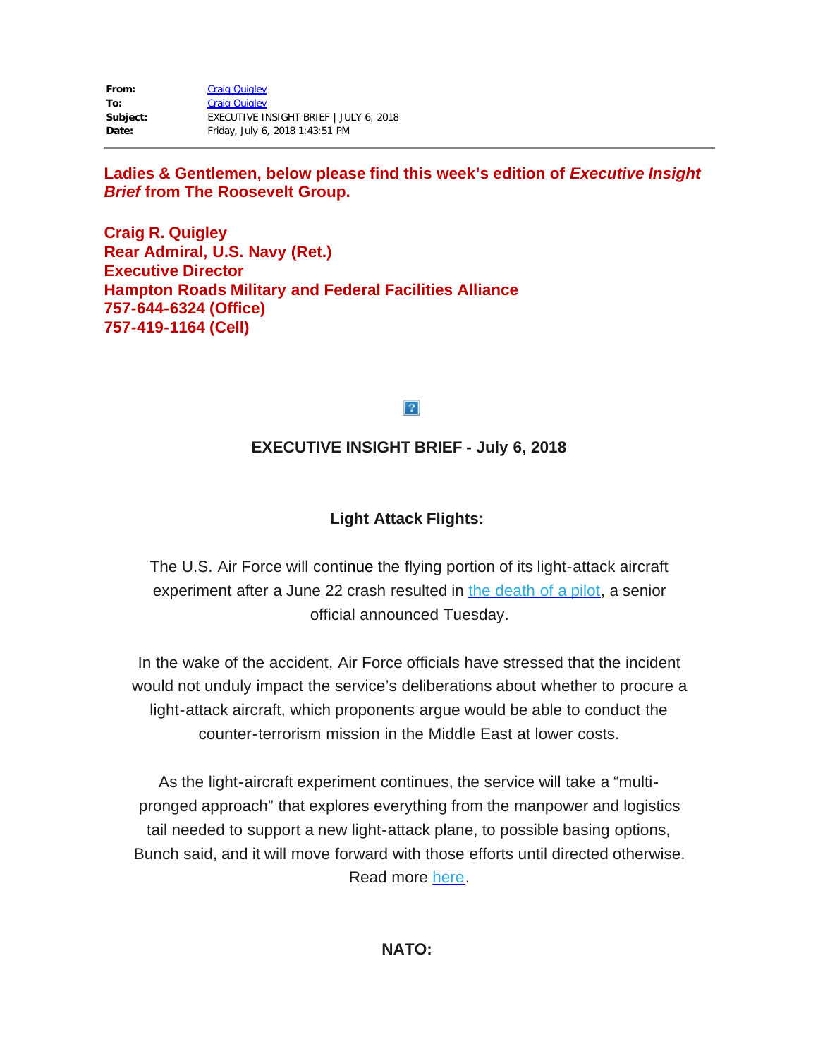**From:** Craig Quigley
**To:** Craig Quigley
**Subject:** EXECUTIVE INSIGHT BRIEF | JULY 6, 2018
**Date:** Friday, July 6, 2018 1:43:51 PM

---

**Ladies & Gentlemen, below please find this week's edition of *Executive Insight Brief* from The Roosevelt Group.**

**Craig R. Quigley**
**Rear Admiral, U.S. Navy (Ret.)**
**Executive Director**
**Hampton Roads Military and Federal Facilities Alliance**
**757-644-6324 (Office)**
**757-419-1164 (Cell)**

## EXECUTIVE INSIGHT BRIEF - July 6, 2018

### Light Attack Flights:

The U.S. Air Force will continue the flying portion of its light-attack aircraft experiment after a June 22 crash resulted in the death of a pilot, a senior official announced Tuesday.

In the wake of the accident, Air Force officials have stressed that the incident would not unduly impact the service's deliberations about whether to procure a light-attack aircraft, which proponents argue would be able to conduct the counter-terrorism mission in the Middle East at lower costs.

As the light-aircraft experiment continues, the service will take a "multi-pronged approach" that explores everything from the manpower and logistics tail needed to support a new light-attack plane, to possible basing options, Bunch said, and it will move forward with those efforts until directed otherwise. Read more here.

### NATO: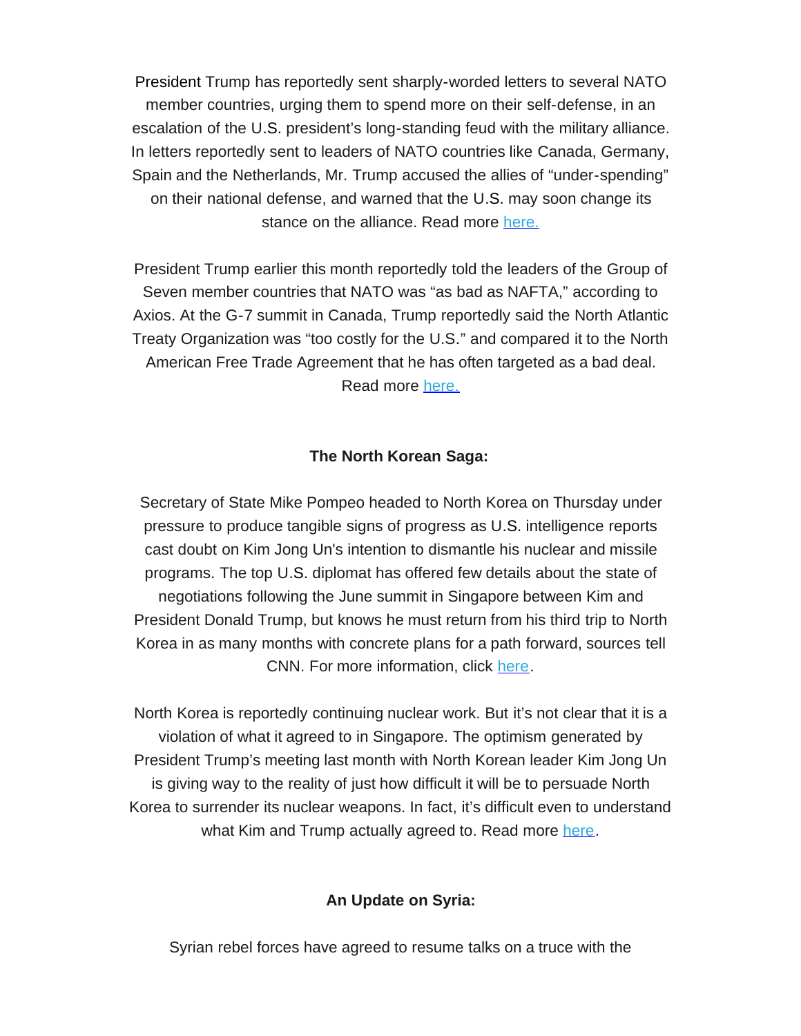President Trump has reportedly sent sharply-worded letters to several NATO member countries, urging them to spend more on their self-defense, in an escalation of the U.S. president's long-standing feud with the military alliance. In letters reportedly sent to leaders of NATO countries like Canada, Germany, Spain and the Netherlands, Mr. Trump accused the allies of "under-spending" on their national defense, and warned that the U.S. may soon change its stance on the alliance. Read more here.

President Trump earlier this month reportedly told the leaders of the Group of Seven member countries that NATO was "as bad as NAFTA," according to Axios. At the G-7 summit in Canada, Trump reportedly said the North Atlantic Treaty Organization was "too costly for the U.S." and compared it to the North American Free Trade Agreement that he has often targeted as a bad deal. Read more here.

**The North Korean Saga:**

Secretary of State Mike Pompeo headed to North Korea on Thursday under pressure to produce tangible signs of progress as U.S. intelligence reports cast doubt on Kim Jong Un's intention to dismantle his nuclear and missile programs. The top U.S. diplomat has offered few details about the state of negotiations following the June summit in Singapore between Kim and President Donald Trump, but knows he must return from his third trip to North Korea in as many months with concrete plans for a path forward, sources tell CNN. For more information, click here.

North Korea is reportedly continuing nuclear work. But it's not clear that it is a violation of what it agreed to in Singapore. The optimism generated by President Trump's meeting last month with North Korean leader Kim Jong Un is giving way to the reality of just how difficult it will be to persuade North Korea to surrender its nuclear weapons. In fact, it's difficult even to understand what Kim and Trump actually agreed to. Read more here.

**An Update on Syria:**

Syrian rebel forces have agreed to resume talks on a truce with the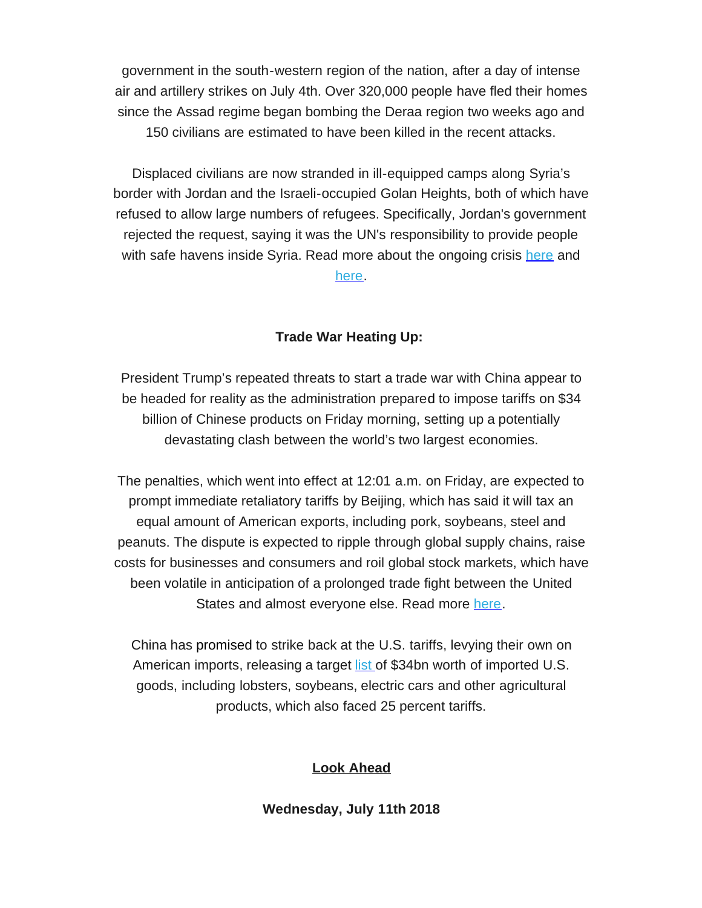government in the south-western region of the nation, after a day of intense air and artillery strikes on July 4th. Over 320,000 people have fled their homes since the Assad regime began bombing the Deraa region two weeks ago and 150 civilians are estimated to have been killed in the recent attacks.

Displaced civilians are now stranded in ill-equipped camps along Syria's border with Jordan and the Israeli-occupied Golan Heights, both of which have refused to allow large numbers of refugees. Specifically, Jordan's government rejected the request, saying it was the UN's responsibility to provide people with safe havens inside Syria. Read more about the ongoing crisis here and here.

**Trade War Heating Up:**

President Trump's repeated threats to start a trade war with China appear to be headed for reality as the administration prepared to impose tariffs on $34 billion of Chinese products on Friday morning, setting up a potentially devastating clash between the world's two largest economies.

The penalties, which went into effect at 12:01 a.m. on Friday, are expected to prompt immediate retaliatory tariffs by Beijing, which has said it will tax an equal amount of American exports, including pork, soybeans, steel and peanuts. The dispute is expected to ripple through global supply chains, raise costs for businesses and consumers and roil global stock markets, which have been volatile in anticipation of a prolonged trade fight between the United States and almost everyone else. Read more here.

China has promised to strike back at the U.S. tariffs, levying their own on American imports, releasing a target list of $34bn worth of imported U.S. goods, including lobsters, soybeans, electric cars and other agricultural products, which also faced 25 percent tariffs.

**Look Ahead**

**Wednesday, July 11th 2018**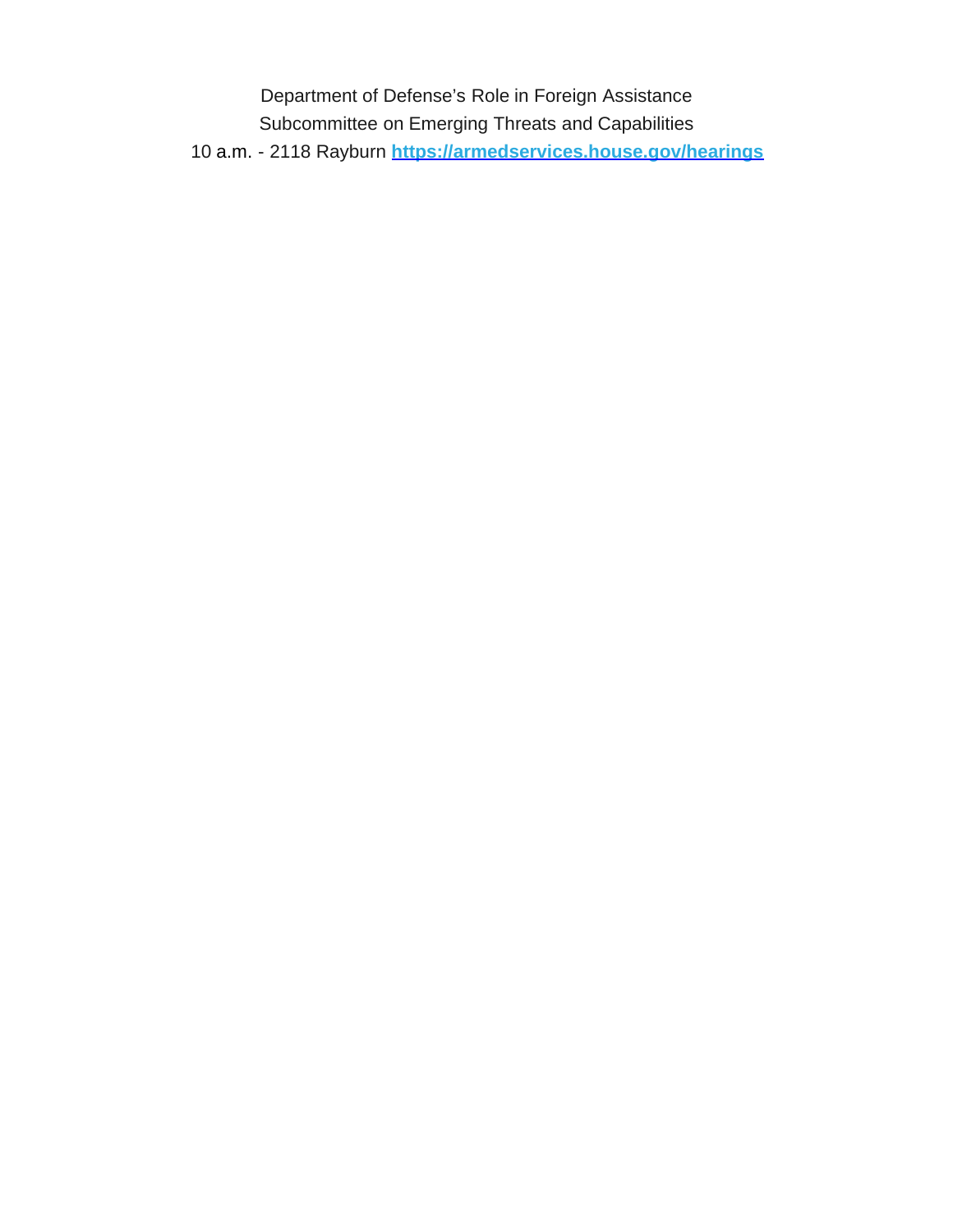Department of Defense's Role in Foreign Assistance

Subcommittee on Emerging Threats and Capabilities

10 a.m. - 2118 Rayburn **[https://armedservices.house.gov/hearings](https://armedservices.house.gov/hearings)**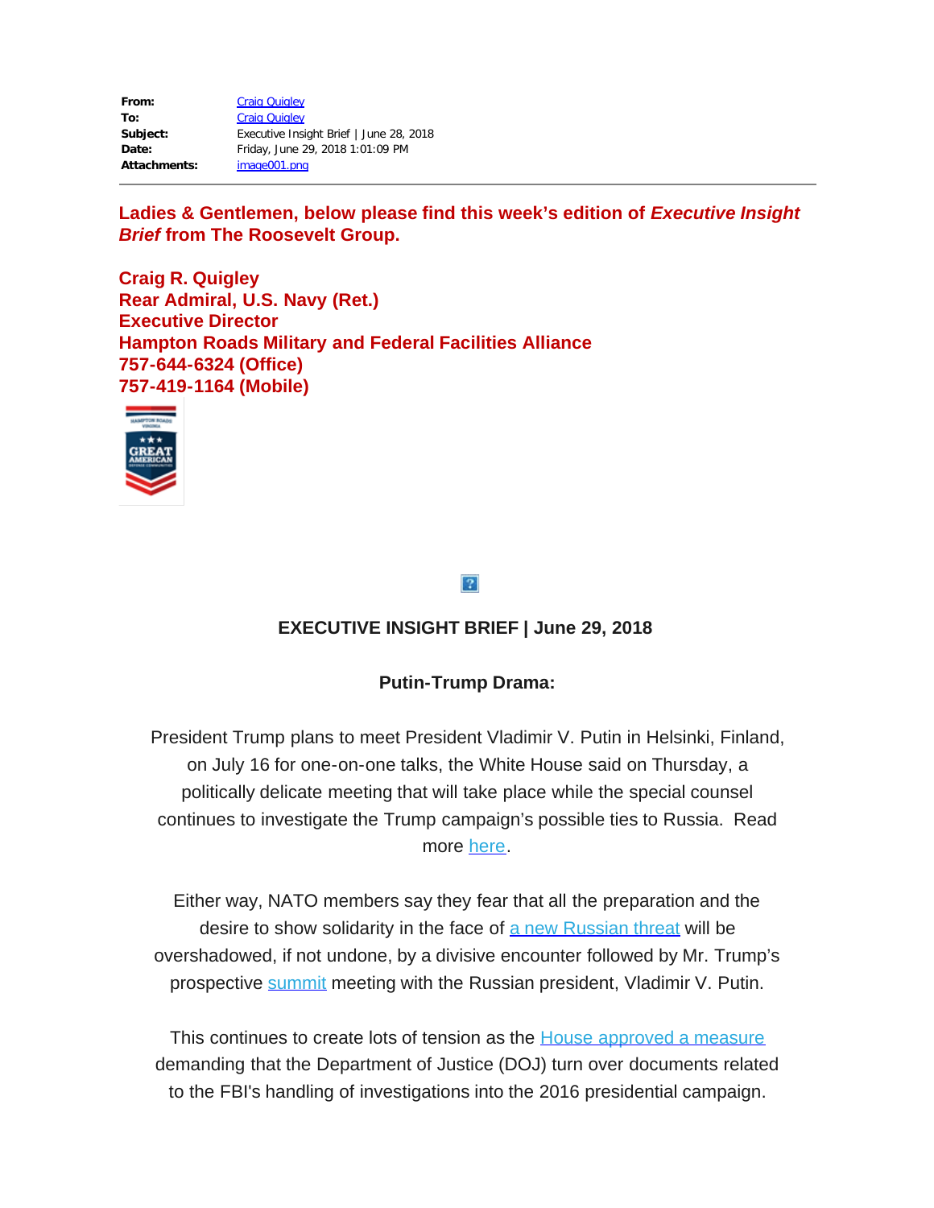| | |
|---|---|
| **From:** | Craig Quigley |
| **To:** | Craig Quigley |
| **Subject:** | Executive Insight Brief \| June 28, 2018 |
| **Date:** | Friday, June 29, 2018 1:01:09 PM |
| **Attachments:** | image001.png |

---

**Ladies & Gentlemen, below please find this week's edition of *Executive Insight Brief* from The Roosevelt Group.**

**Craig R. Quigley**
**Rear Admiral, U.S. Navy (Ret.)**
**Executive Director**
**Hampton Roads Military and Federal Facilities Alliance**
**757-644-6324 (Office)**
**757-419-1164 (Mobile)**

**EXECUTIVE INSIGHT BRIEF | June 29, 2018**

**Putin-Trump Drama:**

President Trump plans to meet President Vladimir V. Putin in Helsinki, Finland, on July 16 for one-on-one talks, the White House said on Thursday, a politically delicate meeting that will take place while the special counsel continues to investigate the Trump campaign's possible ties to Russia. Read more here.

Either way, NATO members say they fear that all the preparation and the desire to show solidarity in the face of a new Russian threat will be overshadowed, if not undone, by a divisive encounter followed by Mr. Trump's prospective summit meeting with the Russian president, Vladimir V. Putin.

This continues to create lots of tension as the House approved a measure demanding that the Department of Justice (DOJ) turn over documents related to the FBI's handling of investigations into the 2016 presidential campaign.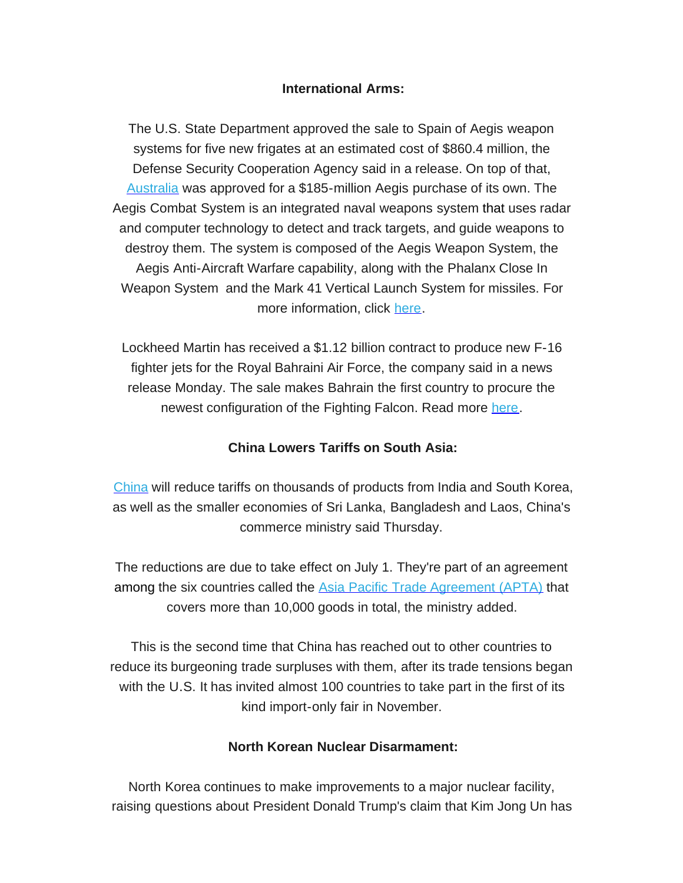**International Arms:**

The U.S. State Department approved the sale to Spain of Aegis weapon systems for five new frigates at an estimated cost of $860.4 million, the Defense Security Cooperation Agency said in a release. On top of that, Australia was approved for a $185-million Aegis purchase of its own. The Aegis Combat System is an integrated naval weapons system that uses radar and computer technology to detect and track targets, and guide weapons to destroy them. The system is composed of the Aegis Weapon System, the Aegis Anti-Aircraft Warfare capability, along with the Phalanx Close In Weapon System and the Mark 41 Vertical Launch System for missiles. For more information, click here.

Lockheed Martin has received a $1.12 billion contract to produce new F-16 fighter jets for the Royal Bahraini Air Force, the company said in a news release Monday. The sale makes Bahrain the first country to procure the newest configuration of the Fighting Falcon. Read more here.

**China Lowers Tariffs on South Asia:**

China will reduce tariffs on thousands of products from India and South Korea, as well as the smaller economies of Sri Lanka, Bangladesh and Laos, China's commerce ministry said Thursday.

The reductions are due to take effect on July 1. They're part of an agreement among the six countries called the Asia Pacific Trade Agreement (APTA) that covers more than 10,000 goods in total, the ministry added.

This is the second time that China has reached out to other countries to reduce its burgeoning trade surpluses with them, after its trade tensions began with the U.S. It has invited almost 100 countries to take part in the first of its kind import-only fair in November.

**North Korean Nuclear Disarmament:**

North Korea continues to make improvements to a major nuclear facility, raising questions about President Donald Trump's claim that Kim Jong Un has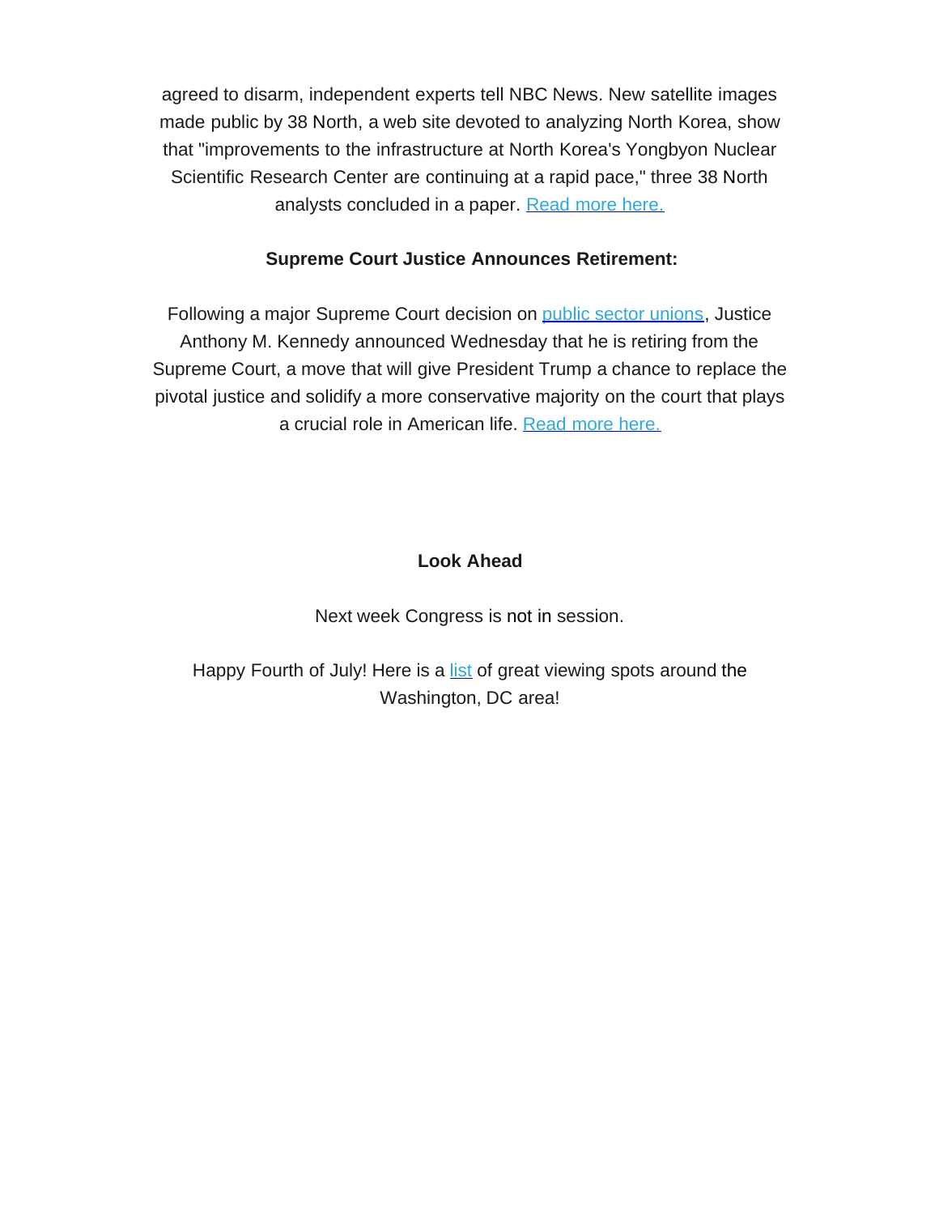agreed to disarm, independent experts tell NBC News. New satellite images made public by 38 North, a web site devoted to analyzing North Korea, show that "improvements to the infrastructure at North Korea's Yongbyon Nuclear Scientific Research Center are continuing at a rapid pace," three 38 North analysts concluded in a paper. Read more here.

**Supreme Court Justice Announces Retirement:**

Following a major Supreme Court decision on public sector unions, Justice Anthony M. Kennedy announced Wednesday that he is retiring from the Supreme Court, a move that will give President Trump a chance to replace the pivotal justice and solidify a more conservative majority on the court that plays a crucial role in American life. Read more here.

**Look Ahead**

Next week Congress is not in session.

Happy Fourth of July! Here is a list of great viewing spots around the Washington, DC area!